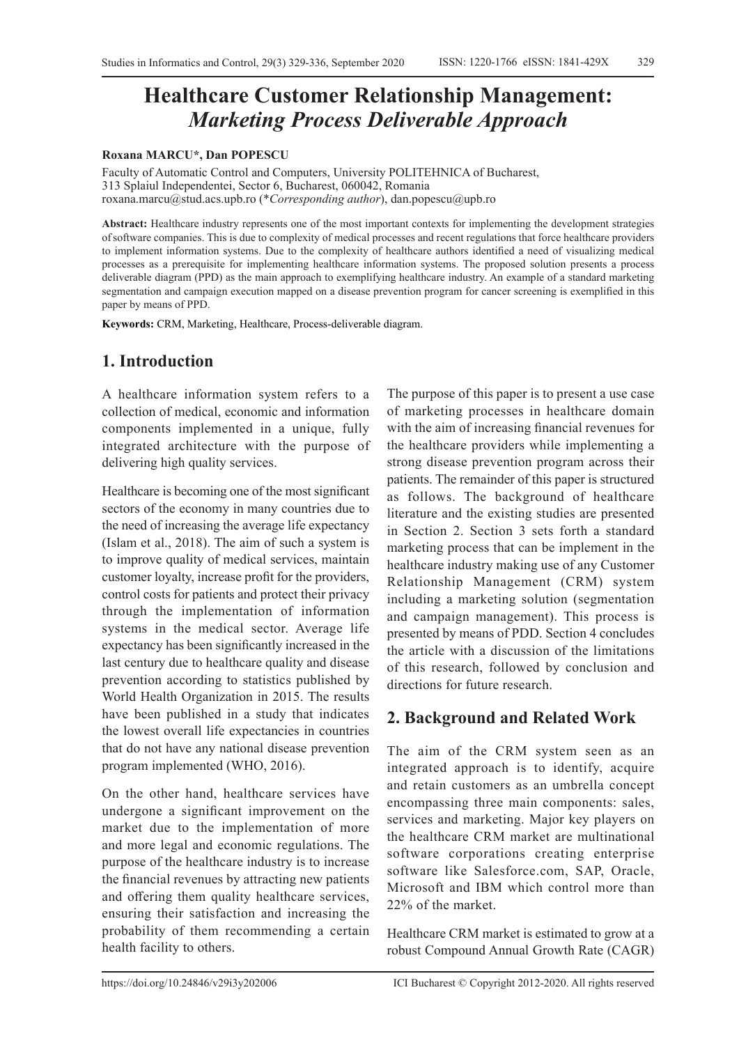# Healthcare Customer Relationship Management: *Marketing Process Deliverable Approach*

**Roxana MARCU*, Dan POPESCU**

Faculty of Automatic Control and Computers, University POLITEHNICA of Bucharest,
313 Splaiul Independentei, Sector 6, Bucharest, 060042, Romania
roxana.marcu@stud.acs.upb.ro (*\*Corresponding author*), dan.popescu@upb.ro

**Abstract:** Healthcare industry represents one of the most important contexts for implementing the development strategies of software companies. This is due to complexity of medical processes and recent regulations that force healthcare providers to implement information systems. Due to the complexity of healthcare authors identified a need of visualizing medical processes as a prerequisite for implementing healthcare information systems. The proposed solution presents a process deliverable diagram (PPD) as the main approach to exemplifying healthcare industry. An example of a standard marketing segmentation and campaign execution mapped on a disease prevention program for cancer screening is exemplified in this paper by means of PPD.

**Keywords:** CRM, Marketing, Healthcare, Process-deliverable diagram.

## 1. Introduction

A healthcare information system refers to a collection of medical, economic and information components implemented in a unique, fully integrated architecture with the purpose of delivering high quality services.

Healthcare is becoming one of the most significant sectors of the economy in many countries due to the need of increasing the average life expectancy (Islam et al., 2018). The aim of such a system is to improve quality of medical services, maintain customer loyalty, increase profit for the providers, control costs for patients and protect their privacy through the implementation of information systems in the medical sector. Average life expectancy has been significantly increased in the last century due to healthcare quality and disease prevention according to statistics published by World Health Organization in 2015. The results have been published in a study that indicates the lowest overall life expectancies in countries that do not have any national disease prevention program implemented (WHO, 2016).

On the other hand, healthcare services have undergone a significant improvement on the market due to the implementation of more and more legal and economic regulations. The purpose of the healthcare industry is to increase the financial revenues by attracting new patients and offering them quality healthcare services, ensuring their satisfaction and increasing the probability of them recommending a certain health facility to others.

The purpose of this paper is to present a use case of marketing processes in healthcare domain with the aim of increasing financial revenues for the healthcare providers while implementing a strong disease prevention program across their patients. The remainder of this paper is structured as follows. The background of healthcare literature and the existing studies are presented in Section 2. Section 3 sets forth a standard marketing process that can be implement in the healthcare industry making use of any Customer Relationship Management (CRM) system including a marketing solution (segmentation and campaign management). This process is presented by means of PDD. Section 4 concludes the article with a discussion of the limitations of this research, followed by conclusion and directions for future research.

## 2. Background and Related Work

The aim of the CRM system seen as an integrated approach is to identify, acquire and retain customers as an umbrella concept encompassing three main components: sales, services and marketing. Major key players on the healthcare CRM market are multinational software corporations creating enterprise software like Salesforce.com, SAP, Oracle, Microsoft and IBM which control more than 22% of the market.

Healthcare CRM market is estimated to grow at a robust Compound Annual Growth Rate (CAGR)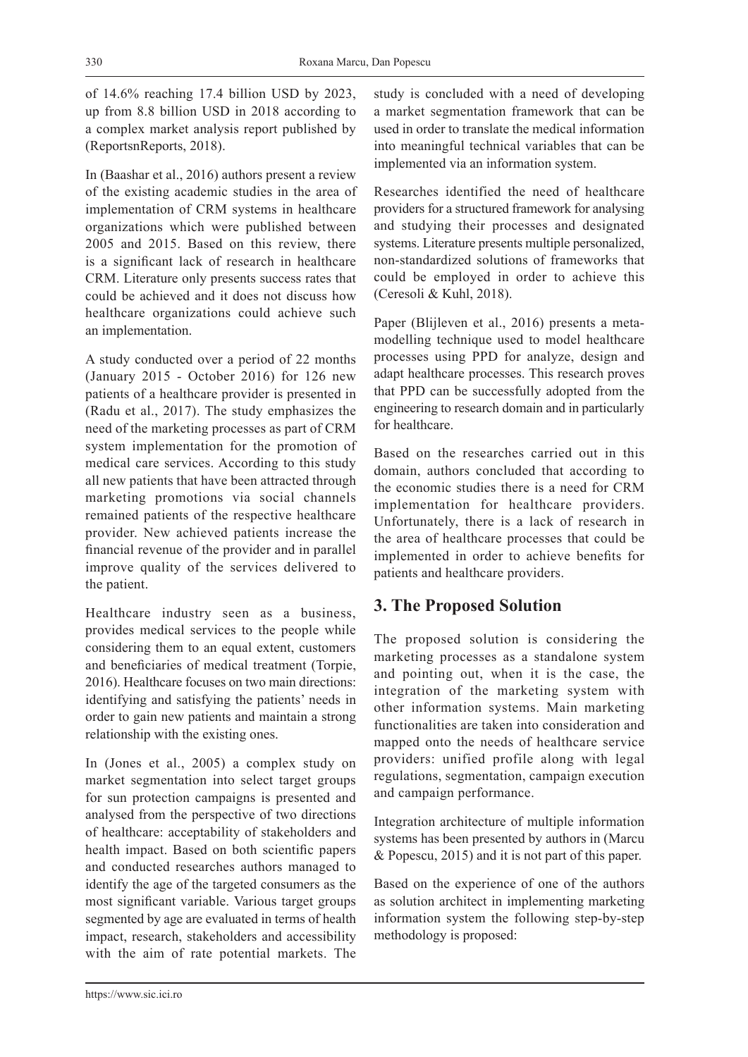of 14.6% reaching 17.4 billion USD by 2023, up from 8.8 billion USD in 2018 according to a complex market analysis report published by (ReportsnReports, 2018).

In (Baashar et al., 2016) authors present a review of the existing academic studies in the area of implementation of CRM systems in healthcare organizations which were published between 2005 and 2015. Based on this review, there is a significant lack of research in healthcare CRM. Literature only presents success rates that could be achieved and it does not discuss how healthcare organizations could achieve such an implementation.

A study conducted over a period of 22 months (January 2015 - October 2016) for 126 new patients of a healthcare provider is presented in (Radu et al., 2017). The study emphasizes the need of the marketing processes as part of CRM system implementation for the promotion of medical care services. According to this study all new patients that have been attracted through marketing promotions via social channels remained patients of the respective healthcare provider. New achieved patients increase the financial revenue of the provider and in parallel improve quality of the services delivered to the patient.

Healthcare industry seen as a business, provides medical services to the people while considering them to an equal extent, customers and beneficiaries of medical treatment (Torpie, 2016). Healthcare focuses on two main directions: identifying and satisfying the patients' needs in order to gain new patients and maintain a strong relationship with the existing ones.

In (Jones et al., 2005) a complex study on market segmentation into select target groups for sun protection campaigns is presented and analysed from the perspective of two directions of healthcare: acceptability of stakeholders and health impact. Based on both scientific papers and conducted researches authors managed to identify the age of the targeted consumers as the most significant variable. Various target groups segmented by age are evaluated in terms of health impact, research, stakeholders and accessibility with the aim of rate potential markets. The study is concluded with a need of developing a market segmentation framework that can be used in order to translate the medical information into meaningful technical variables that can be implemented via an information system.

Researches identified the need of healthcare providers for a structured framework for analysing and studying their processes and designated systems. Literature presents multiple personalized, non-standardized solutions of frameworks that could be employed in order to achieve this (Ceresoli & Kuhl, 2018).

Paper (Blijleven et al., 2016) presents a meta-modelling technique used to model healthcare processes using PPD for analyze, design and adapt healthcare processes. This research proves that PPD can be successfully adopted from the engineering to research domain and in particularly for healthcare.

Based on the researches carried out in this domain, authors concluded that according to the economic studies there is a need for CRM implementation for healthcare providers. Unfortunately, there is a lack of research in the area of healthcare processes that could be implemented in order to achieve benefits for patients and healthcare providers.

## 3. The Proposed Solution

The proposed solution is considering the marketing processes as a standalone system and pointing out, when it is the case, the integration of the marketing system with other information systems. Main marketing functionalities are taken into consideration and mapped onto the needs of healthcare service providers: unified profile along with legal regulations, segmentation, campaign execution and campaign performance.

Integration architecture of multiple information systems has been presented by authors in (Marcu & Popescu, 2015) and it is not part of this paper.

Based on the experience of one of the authors as solution architect in implementing marketing information system the following step-by-step methodology is proposed: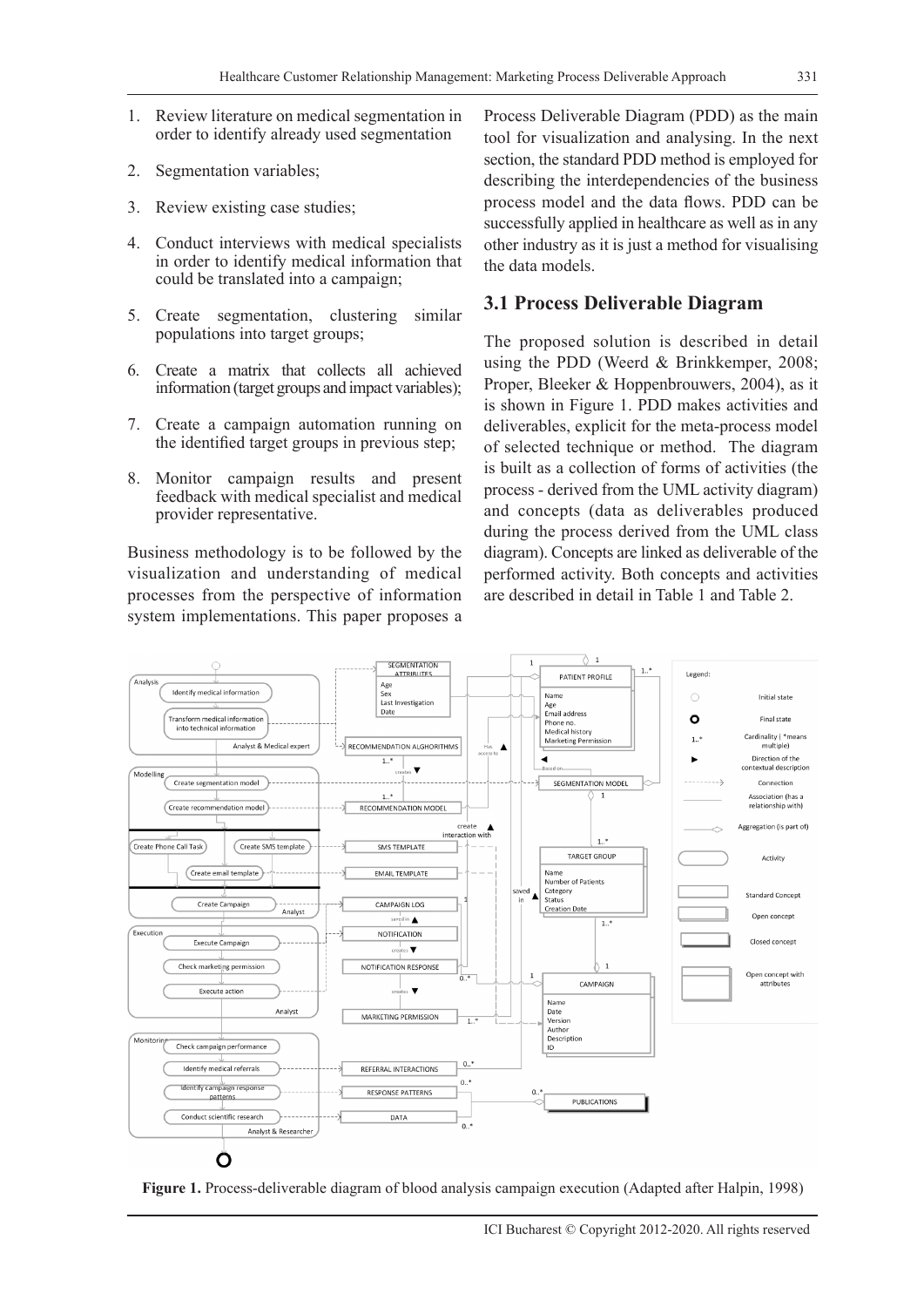1. Review literature on medical segmentation in order to identify already used segmentation
2. Segmentation variables;
3. Review existing case studies;
4. Conduct interviews with medical specialists in order to identify medical information that could be translated into a campaign;
5. Create segmentation, clustering similar populations into target groups;
6. Create a matrix that collects all achieved information (target groups and impact variables);
7. Create a campaign automation running on the identified target groups in previous step;
8. Monitor campaign results and present feedback with medical specialist and medical provider representative.

Business methodology is to be followed by the visualization and understanding of medical processes from the perspective of information system implementations. This paper proposes a Process Deliverable Diagram (PDD) as the main tool for visualization and analysing. In the next section, the standard PDD method is employed for describing the interdependencies of the business process model and the data flows. PDD can be successfully applied in healthcare as well as in any other industry as it is just a method for visualising the data models.

## 3.1 Process Deliverable Diagram

The proposed solution is described in detail using the PDD (Weerd & Brinkkemper, 2008; Proper, Bleeker & Hoppenbrouwers, 2004), as it is shown in Figure 1. PDD makes activities and deliverables, explicit for the meta-process model of selected technique or method. The diagram is built as a collection of forms of activities (the process - derived from the UML activity diagram) and concepts (data as deliverables produced during the process derived from the UML class diagram). Concepts are linked as deliverable of the performed activity. Both concepts and activities are described in detail in Table 1 and Table 2.

**Figure 1.** Process-deliverable diagram of blood analysis campaign execution (Adapted after Halpin, 1998)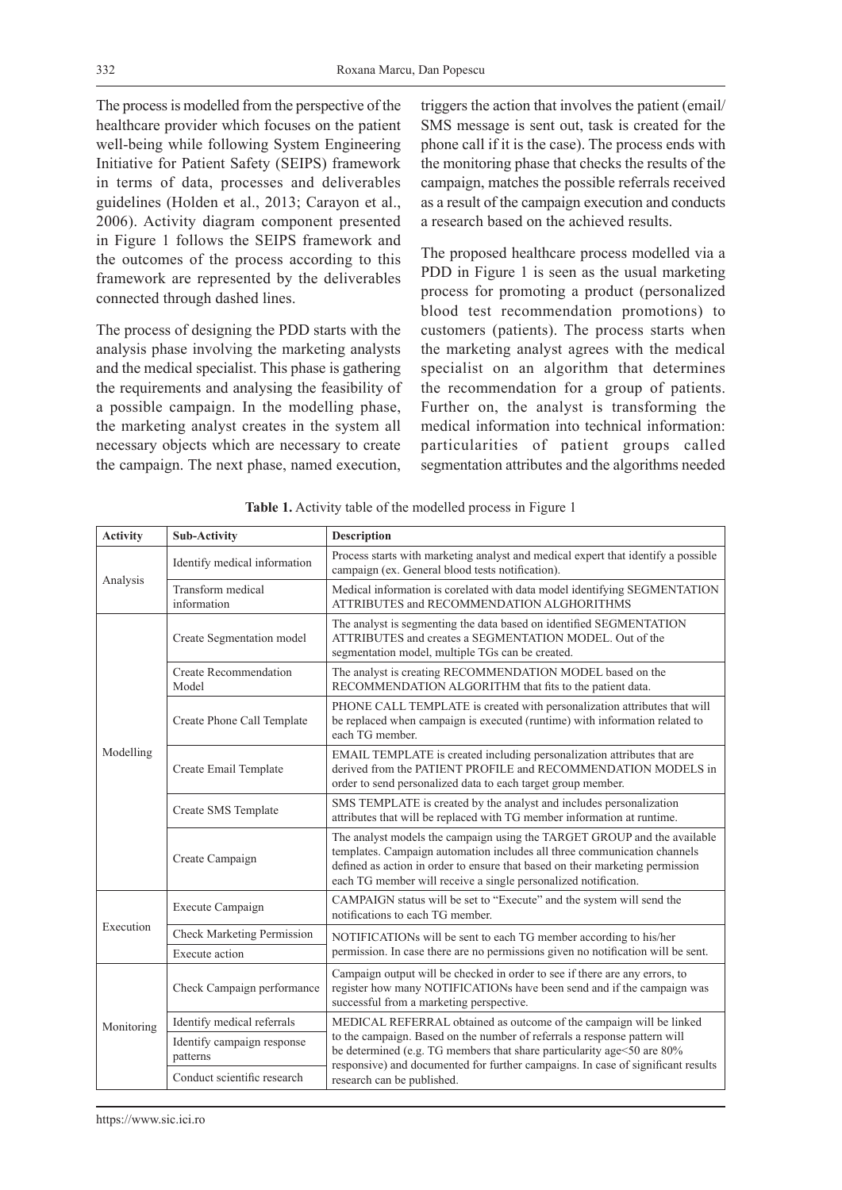The process is modelled from the perspective of the healthcare provider which focuses on the patient well-being while following System Engineering Initiative for Patient Safety (SEIPS) framework in terms of data, processes and deliverables guidelines (Holden et al., 2013; Carayon et al., 2006). Activity diagram component presented in Figure 1 follows the SEIPS framework and the outcomes of the process according to this framework are represented by the deliverables connected through dashed lines.

The process of designing the PDD starts with the analysis phase involving the marketing analysts and the medical specialist. This phase is gathering the requirements and analysing the feasibility of a possible campaign. In the modelling phase, the marketing analyst creates in the system all necessary objects which are necessary to create the campaign. The next phase, named execution, triggers the action that involves the patient (email/SMS message is sent out, task is created for the phone call if it is the case). The process ends with the monitoring phase that checks the results of the campaign, matches the possible referrals received as a result of the campaign execution and conducts a research based on the achieved results.

The proposed healthcare process modelled via a PDD in Figure 1 is seen as the usual marketing process for promoting a product (personalized blood test recommendation promotions) to customers (patients). The process starts when the marketing analyst agrees with the medical specialist on an algorithm that determines the recommendation for a group of patients. Further on, the analyst is transforming the medical information into technical information: particularities of patient groups called segmentation attributes and the algorithms needed

**Table 1.** Activity table of the modelled process in Figure 1

| Activity | Sub-Activity | Description |
|---|---|---|
| Analysis | Identify medical information | Process starts with marketing analyst and medical expert that identify a possible campaign (ex. General blood tests notification). |
| | Transform medical information | Medical information is corelated with data model identifying SEGMENTATION ATTRIBUTES and RECOMMENDATION ALGHORITHMS |
| Modelling | Create Segmentation model | The analyst is segmenting the data based on identified SEGMENTATION ATTRIBUTES and creates a SEGMENTATION MODEL. Out of the segmentation model, multiple TGs can be created. |
| | Create Recommendation Model | The analyst is creating RECOMMENDATION MODEL based on the RECOMMENDATION ALGORITHM that fits to the patient data. |
| | Create Phone Call Template | PHONE CALL TEMPLATE is created with personalization attributes that will be replaced when campaign is executed (runtime) with information related to each TG member. |
| | Create Email Template | EMAIL TEMPLATE is created including personalization attributes that are derived from the PATIENT PROFILE and RECOMMENDATION MODELS in order to send personalized data to each target group member. |
| | Create SMS Template | SMS TEMPLATE is created by the analyst and includes personalization attributes that will be replaced with TG member information at runtime. |
| | Create Campaign | The analyst models the campaign using the TARGET GROUP and the available templates. Campaign automation includes all three communication channels defined as action in order to ensure that based on their marketing permission each TG member will receive a single personalized notification. |
| Execution | Execute Campaign | CAMPAIGN status will be set to "Execute" and the system will send the notifications to each TG member. |
| | Check Marketing Permission | NOTIFICATIONs will be sent to each TG member according to his/her permission. In case there are no permissions given no notification will be sent. |
| | Execute action | |
| Monitoring | Check Campaign performance | Campaign output will be checked in order to see if there are any errors, to register how many NOTIFICATIONs have been send and if the campaign was successful from a marketing perspective. |
| | Identify medical referrals | MEDICAL REFERRAL obtained as outcome of the campaign will be linked to the campaign. Based on the number of referrals a response pattern will be determined (e.g. TG members that share particularity age<50 are 80% responsive) and documented for further campaigns. In case of significant results research can be published. |
| | Identify campaign response patterns | |
| | Conduct scientific research | |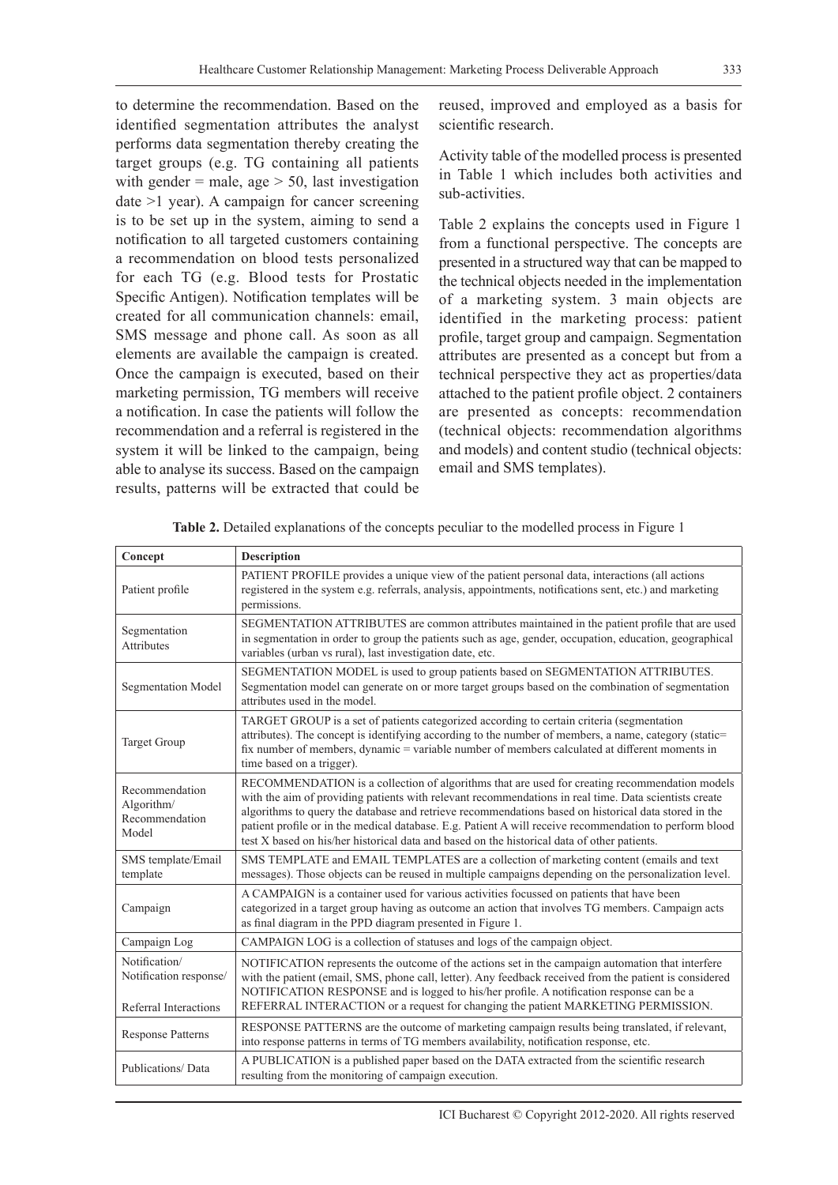to determine the recommendation. Based on the identified segmentation attributes the analyst performs data segmentation thereby creating the target groups (e.g. TG containing all patients with gender = male, age > 50, last investigation date >1 year). A campaign for cancer screening is to be set up in the system, aiming to send a notification to all targeted customers containing a recommendation on blood tests personalized for each TG (e.g. Blood tests for Prostatic Specific Antigen). Notification templates will be created for all communication channels: email, SMS message and phone call. As soon as all elements are available the campaign is created. Once the campaign is executed, based on their marketing permission, TG members will receive a notification. In case the patients will follow the recommendation and a referral is registered in the system it will be linked to the campaign, being able to analyse its success. Based on the campaign results, patterns will be extracted that could be reused, improved and employed as a basis for scientific research.

Activity table of the modelled process is presented in Table 1 which includes both activities and sub-activities.

Table 2 explains the concepts used in Figure 1 from a functional perspective. The concepts are presented in a structured way that can be mapped to the technical objects needed in the implementation of a marketing system. 3 main objects are identified in the marketing process: patient profile, target group and campaign. Segmentation attributes are presented as a concept but from a technical perspective they act as properties/data attached to the patient profile object. 2 containers are presented as concepts: recommendation (technical objects: recommendation algorithms and models) and content studio (technical objects: email and SMS templates).

**Table 2.** Detailed explanations of the concepts peculiar to the modelled process in Figure 1

| Concept | Description |
|---|---|
| Patient profile | PATIENT PROFILE provides a unique view of the patient personal data, interactions (all actions registered in the system e.g. referrals, analysis, appointments, notifications sent, etc.) and marketing permissions. |
| Segmentation Attributes | SEGMENTATION ATTRIBUTES are common attributes maintained in the patient profile that are used in segmentation in order to group the patients such as age, gender, occupation, education, geographical variables (urban vs rural), last investigation date, etc. |
| Segmentation Model | SEGMENTATION MODEL is used to group patients based on SEGMENTATION ATTRIBUTES. Segmentation model can generate on or more target groups based on the combination of segmentation attributes used in the model. |
| Target Group | TARGET GROUP is a set of patients categorized according to certain criteria (segmentation attributes). The concept is identifying according to the number of members, a name, category (static= fix number of members, dynamic = variable number of members calculated at different moments in time based on a trigger). |
| Recommendation Algorithm/ Recommendation Model | RECOMMENDATION is a collection of algorithms that are used for creating recommendation models with the aim of providing patients with relevant recommendations in real time. Data scientists create algorithms to query the database and retrieve recommendations based on historical data stored in the patient profile or in the medical database. E.g. Patient A will receive recommendation to perform blood test X based on his/her historical data and based on the historical data of other patients. |
| SMS template/Email template | SMS TEMPLATE and EMAIL TEMPLATES are a collection of marketing content (emails and text messages). Those objects can be reused in multiple campaigns depending on the personalization level. |
| Campaign | A CAMPAIGN is a container used for various activities focussed on patients that have been categorized in a target group having as outcome an action that involves TG members. Campaign acts as final diagram in the PPD diagram presented in Figure 1. |
| Campaign Log | CAMPAIGN LOG is a collection of statuses and logs of the campaign object. |
| Notification/ Notification response/ Referral Interactions | NOTIFICATION represents the outcome of the actions set in the campaign automation that interfere with the patient (email, SMS, phone call, letter). Any feedback received from the patient is considered NOTIFICATION RESPONSE and is logged to his/her profile. A notification response can be a REFERRAL INTERACTION or a request for changing the patient MARKETING PERMISSION. |
| Response Patterns | RESPONSE PATTERNS are the outcome of marketing campaign results being translated, if relevant, into response patterns in terms of TG members availability, notification response, etc. |
| Publications/ Data | A PUBLICATION is a published paper based on the DATA extracted from the scientific research resulting from the monitoring of campaign execution. |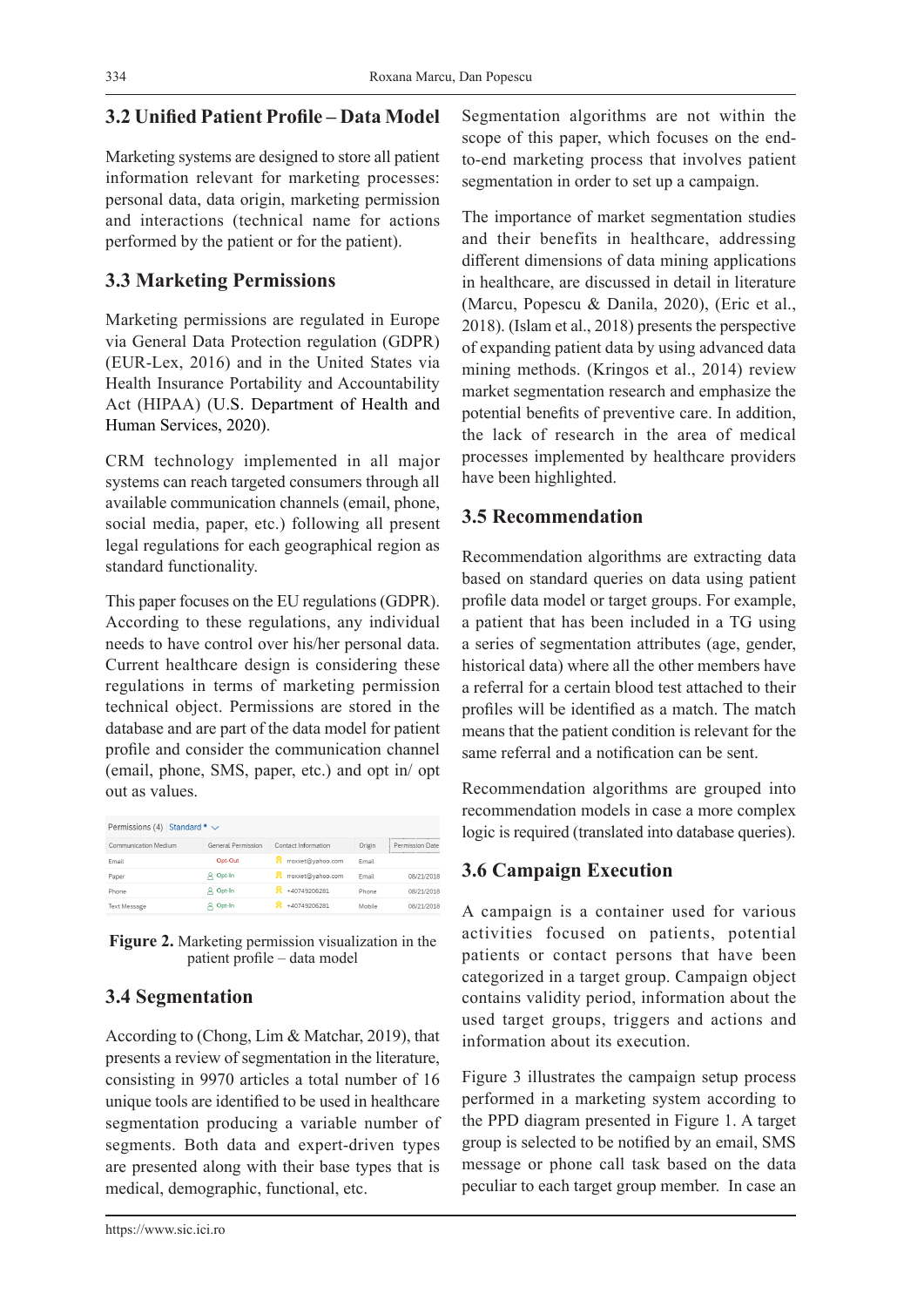## 3.2 Unified Patient Profile – Data Model

Marketing systems are designed to store all patient information relevant for marketing processes: personal data, data origin, marketing permission and interactions (technical name for actions performed by the patient or for the patient).

## 3.3 Marketing Permissions

Marketing permissions are regulated in Europe via General Data Protection regulation (GDPR) (EUR-Lex, 2016) and in the United States via Health Insurance Portability and Accountability Act (HIPAA) (U.S. Department of Health and Human Services, 2020).

CRM technology implemented in all major systems can reach targeted consumers through all available communication channels (email, phone, social media, paper, etc.) following all present legal regulations for each geographical region as standard functionality.

This paper focuses on the EU regulations (GDPR). According to these regulations, any individual needs to have control over his/her personal data. Current healthcare design is considering these regulations in terms of marketing permission technical object. Permissions are stored in the database and are part of the data model for patient profile and consider the communication channel (email, phone, SMS, paper, etc.) and opt in/ opt out as values.

Permissions (4) Standard *

| Communication Medium | General Permission | Contact Information | Origin | Permission Date |
|---|---|---|---|---|
| Email | Opt-Out | rroxet@yahoo.com | Email | |
| Paper | Opt-In | rroxet@yahoo.com | Email | 08/21/2018 |
| Phone | Opt-In | +40749206281 | Phone | 08/21/2018 |
| Text Message | Opt-In | +40749206281 | Mobile | 08/21/2018 |

**Figure 2.** Marketing permission visualization in the patient profile – data model

## 3.4 Segmentation

According to (Chong, Lim & Matchar, 2019), that presents a review of segmentation in the literature, consisting in 9970 articles a total number of 16 unique tools are identified to be used in healthcare segmentation producing a variable number of segments. Both data and expert-driven types are presented along with their base types that is medical, demographic, functional, etc.

Segmentation algorithms are not within the scope of this paper, which focuses on the end-to-end marketing process that involves patient segmentation in order to set up a campaign.

The importance of market segmentation studies and their benefits in healthcare, addressing different dimensions of data mining applications in healthcare, are discussed in detail in literature (Marcu, Popescu & Danila, 2020), (Eric et al., 2018). (Islam et al., 2018) presents the perspective of expanding patient data by using advanced data mining methods. (Kringos et al., 2014) review market segmentation research and emphasize the potential benefits of preventive care. In addition, the lack of research in the area of medical processes implemented by healthcare providers have been highlighted.

## 3.5 Recommendation

Recommendation algorithms are extracting data based on standard queries on data using patient profile data model or target groups. For example, a patient that has been included in a TG using a series of segmentation attributes (age, gender, historical data) where all the other members have a referral for a certain blood test attached to their profiles will be identified as a match. The match means that the patient condition is relevant for the same referral and a notification can be sent.

Recommendation algorithms are grouped into recommendation models in case a more complex logic is required (translated into database queries).

## 3.6 Campaign Execution

A campaign is a container used for various activities focused on patients, potential patients or contact persons that have been categorized in a target group. Campaign object contains validity period, information about the used target groups, triggers and actions and information about its execution.

Figure 3 illustrates the campaign setup process performed in a marketing system according to the PPD diagram presented in Figure 1. A target group is selected to be notified by an email, SMS message or phone call task based on the data peculiar to each target group member. In case an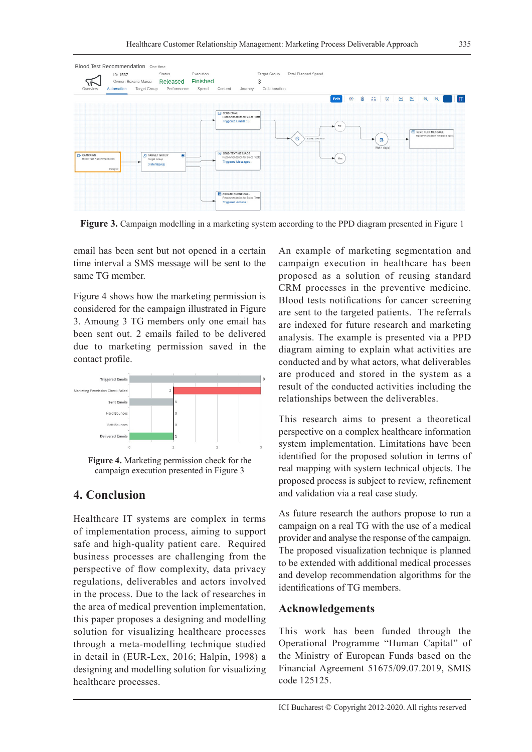**Figure 3.** Campaign modelling in a marketing system according to the PPD diagram presented in Figure 1

email has been sent but not opened in a certain time interval a SMS message will be sent to the same TG member.

Figure 4 shows how the marketing permission is considered for the campaign illustrated in Figure 3. Amoung 3 TG members only one email has been sent out. 2 emails failed to be delivered due to marketing permission saved in the contact profile.

**Figure 4.** Marketing permission check for the campaign execution presented in Figure 3

## 4. Conclusion

Healthcare IT systems are complex in terms of implementation process, aiming to support safe and high-quality patient care. Required business processes are challenging from the perspective of flow complexity, data privacy regulations, deliverables and actors involved in the process. Due to the lack of researches in the area of medical prevention implementation, this paper proposes a designing and modelling solution for visualizing healthcare processes through a meta-modelling technique studied in detail in (EUR-Lex, 2016; Halpin, 1998) a designing and modelling solution for visualizing healthcare processes.

An example of marketing segmentation and campaign execution in healthcare has been proposed as a solution of reusing standard CRM processes in the preventive medicine. Blood tests notifications for cancer screening are sent to the targeted patients. The referrals are indexed for future research and marketing analysis. The example is presented via a PPD diagram aiming to explain what activities are conducted and by what actors, what deliverables are produced and stored in the system as a result of the conducted activities including the relationships between the deliverables.

This research aims to present a theoretical perspective on a complex healthcare information system implementation. Limitations have been identified for the proposed solution in terms of real mapping with system technical objects. The proposed process is subject to review, refinement and validation via a real case study.

As future research the authors propose to run a campaign on a real TG with the use of a medical provider and analyse the response of the campaign. The proposed visualization technique is planned to be extended with additional medical processes and develop recommendation algorithms for the identifications of TG members.

## Acknowledgements

This work has been funded through the Operational Programme "Human Capital" of the Ministry of European Funds based on the Financial Agreement 51675/09.07.2019, SMIS code 125125.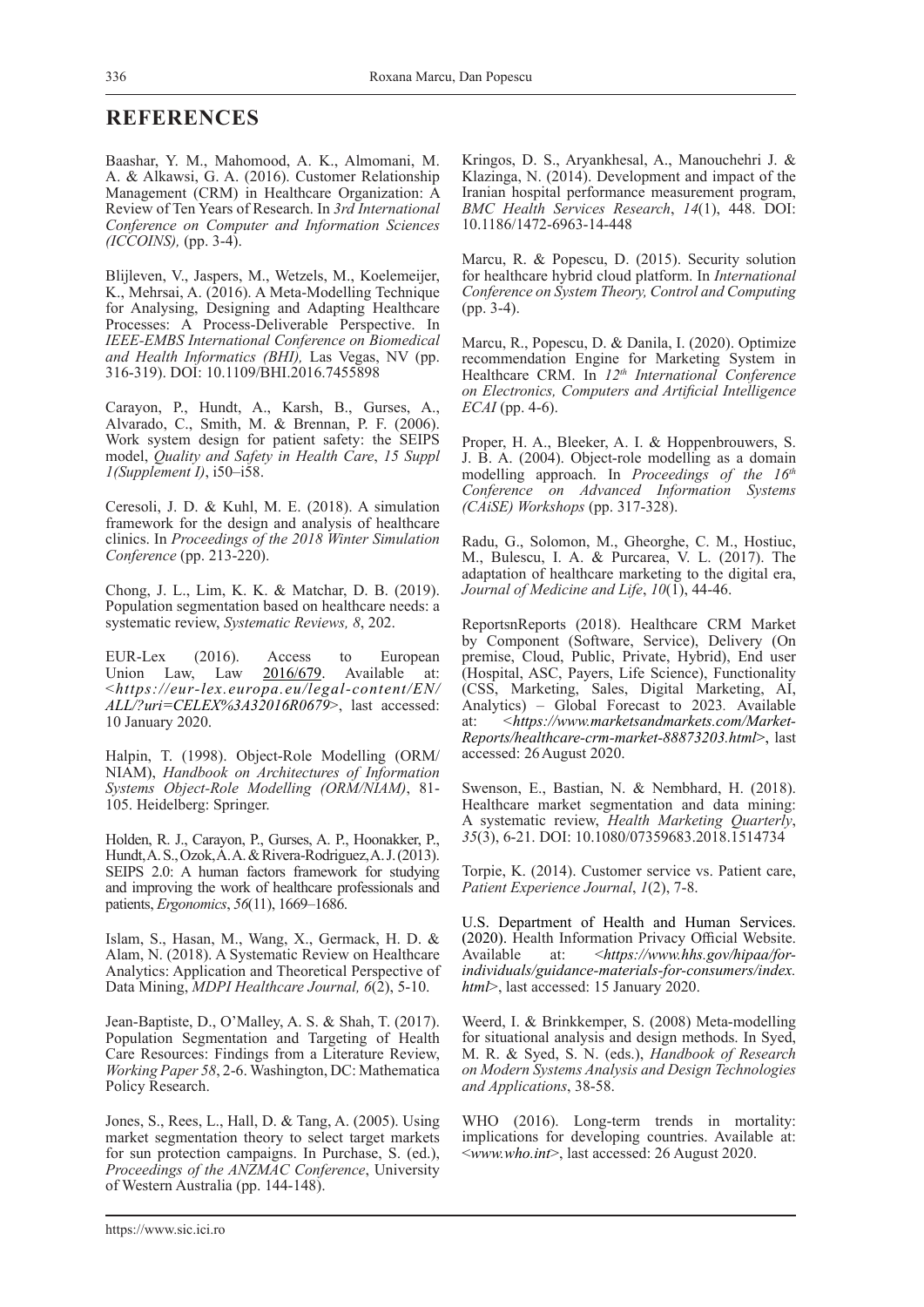## REFERENCES

Baashar, Y. M., Mahomood, A. K., Almomani, M. A. & Alkawsi, G. A. (2016). Customer Relationship Management (CRM) in Healthcare Organization: A Review of Ten Years of Research. In *3rd International Conference on Computer and Information Sciences (ICCOINS),* (pp. 3-4).

Blijleven, V., Jaspers, M., Wetzels, M., Koelemeijer, K., Mehrsai, A. (2016). A Meta-Modelling Technique for Analysing, Designing and Adapting Healthcare Processes: A Process-Deliverable Perspective. In *IEEE-EMBS International Conference on Biomedical and Health Informatics (BHI),* Las Vegas, NV (pp. 316-319). DOI: 10.1109/BHI.2016.7455898

Carayon, P., Hundt, A., Karsh, B., Gurses, A., Alvarado, C., Smith, M. & Brennan, P. F. (2006). Work system design for patient safety: the SEIPS model, *Quality and Safety in Health Care*, *15 Suppl 1(Supplement 1)*, i50–i58.

Ceresoli, J. D. & Kuhl, M. E. (2018). A simulation framework for the design and analysis of healthcare clinics. In *Proceedings of the 2018 Winter Simulation Conference* (pp. 213-220).

Chong, J. L., Lim, K. K. & Matchar, D. B. (2019). Population segmentation based on healthcare needs: a systematic review, *Systematic Reviews, 8*, 202.

EUR-Lex (2016). Access to European Union Law, Law 2016/679. Available at: <*https://eur-lex.europa.eu/legal-content/EN/ALL/?uri=CELEX%3A32016R0679*>, last accessed: 10 January 2020.

Halpin, T. (1998). Object-Role Modelling (ORM/NIAM), *Handbook on Architectures of Information Systems Object-Role Modelling (ORM/NIAM)*, 81-105. Heidelberg: Springer.

Holden, R. J., Carayon, P., Gurses, A. P., Hoonakker, P., Hundt, A. S., Ozok, A. A. & Rivera-Rodriguez, A. J. (2013). SEIPS 2.0: A human factors framework for studying and improving the work of healthcare professionals and patients, *Ergonomics*, *56*(11), 1669–1686.

Islam, S., Hasan, M., Wang, X., Germack, H. D. & Alam, N. (2018). A Systematic Review on Healthcare Analytics: Application and Theoretical Perspective of Data Mining, *MDPI Healthcare Journal, 6*(2), 5-10.

Jean-Baptiste, D., O'Malley, A. S. & Shah, T. (2017). Population Segmentation and Targeting of Health Care Resources: Findings from a Literature Review, *Working Paper 58*, 2-6. Washington, DC: Mathematica Policy Research.

Jones, S., Rees, L., Hall, D. & Tang, A. (2005). Using market segmentation theory to select target markets for sun protection campaigns. In Purchase, S. (ed.), *Proceedings of the ANZMAC Conference*, University of Western Australia (pp. 144-148).

Kringos, D. S., Aryankhesal, A., Manouchehri J. & Klazinga, N. (2014). Development and impact of the Iranian hospital performance measurement program, *BMC Health Services Research*, *14*(1), 448. DOI: 10.1186/1472-6963-14-448

Marcu, R. & Popescu, D. (2015). Security solution for healthcare hybrid cloud platform. In *International Conference on System Theory, Control and Computing* (pp. 3-4).

Marcu, R., Popescu, D. & Danila, I. (2020). Optimize recommendation Engine for Marketing System in Healthcare CRM. In *12th International Conference on Electronics, Computers and Artificial Intelligence ECAI* (pp. 4-6).

Proper, H. A., Bleeker, A. I. & Hoppenbrouwers, S. J. B. A. (2004). Object-role modelling as a domain modelling approach. In *Proceedings of the 16th Conference on Advanced Information Systems (CAiSE) Workshops* (pp. 317-328).

Radu, G., Solomon, M., Gheorghe, C. M., Hostiuc, M., Bulescu, I. A. & Purcarea, V. L. (2017). The adaptation of healthcare marketing to the digital era, *Journal of Medicine and Life*, *10*(1), 44-46.

ReportsnReports (2018). Healthcare CRM Market by Component (Software, Service), Delivery (On premise, Cloud, Public, Private, Hybrid), End user (Hospital, ASC, Payers, Life Science), Functionality (CSS, Marketing, Sales, Digital Marketing, AI, Analytics) – Global Forecast to 2023. Available at: <*https://www.marketsandmarkets.com/Market-Reports/healthcare-crm-market-88873203.html*>, last accessed: 26 August 2020.

Swenson, E., Bastian, N. & Nembhard, H. (2018). Healthcare market segmentation and data mining: A systematic review, *Health Marketing Quarterly*, *35*(3), 6-21. DOI: 10.1080/07359683.2018.1514734

Torpie, K. (2014). Customer service vs. Patient care, *Patient Experience Journal*, *1*(2), 7-8.

U.S. Department of Health and Human Services. (2020). Health Information Privacy Official Website. Available at: <*https://www.hhs.gov/hipaa/for-individuals/guidance-materials-for-consumers/index.html*>, last accessed: 15 January 2020.

Weerd, I. & Brinkkemper, S. (2008) Meta-modelling for situational analysis and design methods. In Syed, M. R. & Syed, S. N. (eds.), *Handbook of Research on Modern Systems Analysis and Design Technologies and Applications*, 38-58.

WHO (2016). Long-term trends in mortality: implications for developing countries. Available at: <*www.who.int*>, last accessed: 26 August 2020.